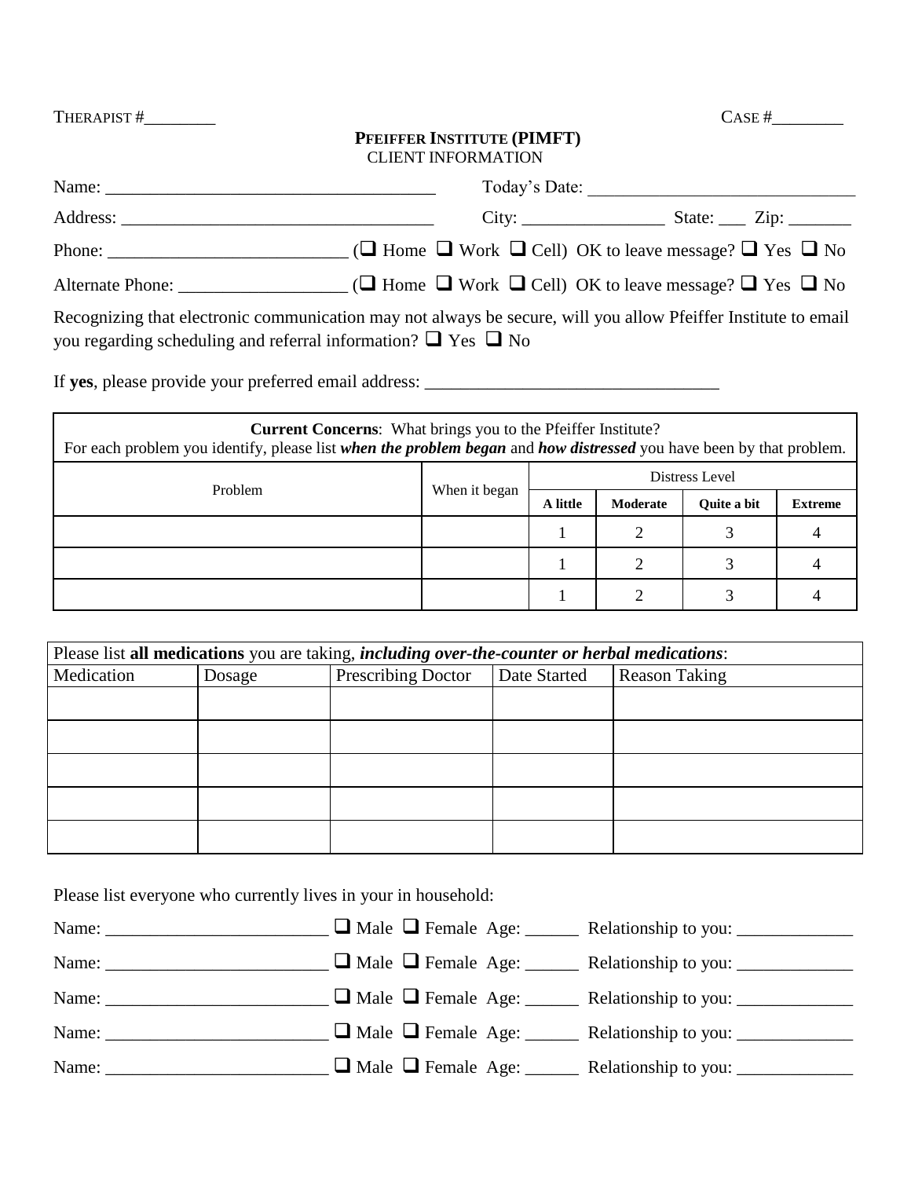THERAPIST #________ CASE #________

**PFEIFFER INSTITUTE (PIMFT)**
CLIENT INFORMATION

Name: ____________________________________ Today's Date: ______________________________

Address: __________________________________ City: ________________ State: ___ Zip: _______

Phone: __________________________ (❑ Home ❑ Work ❑ Cell) OK to leave message? ❑ Yes ❑ No

Alternate Phone: __________________ (❑ Home ❑ Work ❑ Cell) OK to leave message? ❑ Yes ❑ No

Recognizing that electronic communication may not always be secure, will you allow Pfeiffer Institute to email you regarding scheduling and referral information? ❑ Yes ❑ No

If **yes**, please provide your preferred email address: ________________________________

**Current Concerns**: What brings you to the Pfeiffer Institute?
For each problem you identify, please list ***when the problem began*** and ***how distressed*** you have been by that problem.

| Problem | When it began | Distress Level | | | |
|---|---|---|---|---|---|
| | | **A little** | **Moderate** | **Quite a bit** | **Extreme** |
| | | 1 | 2 | 3 | 4 |
| | | 1 | 2 | 3 | 4 |
| | | 1 | 2 | 3 | 4 |

Please list **all medications** you are taking, ***including over-the-counter or herbal medications***:

| Medication | Dosage | Prescribing Doctor | Date Started | Reason Taking |
|---|---|---|---|---|
| | | | | |
| | | | | |
| | | | | |
| | | | | |
| | | | | |

Please list everyone who currently lives in your in household:

Name: ________________________ ❑ Male ❑ Female Age: ______ Relationship to you: _____________

Name: ________________________ ❑ Male ❑ Female Age: ______ Relationship to you: _____________

Name: ________________________ ❑ Male ❑ Female Age: ______ Relationship to you: _____________

Name: ________________________ ❑ Male ❑ Female Age: ______ Relationship to you: _____________

Name: ________________________ ❑ Male ❑ Female Age: ______ Relationship to you: _____________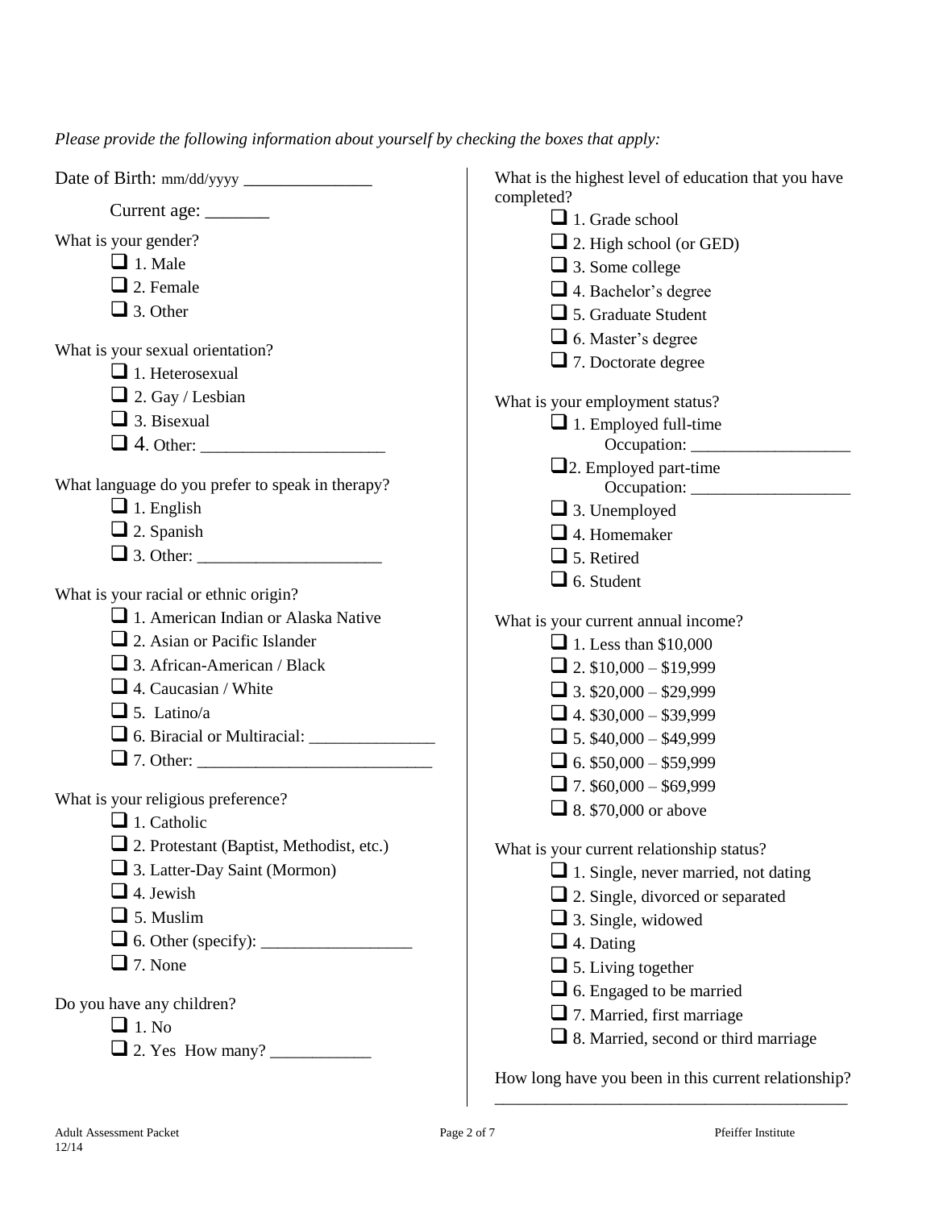*Please provide the following information about yourself by checking the boxes that apply:*

Date of Birth: mm/dd/yyyy _______________

Current age: _______

What is your gender?

- ☐ 1. Male
- ☐ 2. Female
- ☐ 3. Other

What is your sexual orientation?

- ☐ 1. Heterosexual
- ☐ 2. Gay / Lesbian
- ☐ 3. Bisexual
- ☐ 4. Other: _____________________

What language do you prefer to speak in therapy?

- ☐ 1. English
- ☐ 2. Spanish
- ☐ 3. Other: _____________________

What is your racial or ethnic origin?

- ☐ 1. American Indian or Alaska Native
- ☐ 2. Asian or Pacific Islander
- ☐ 3. African-American / Black
- ☐ 4. Caucasian / White
- ☐ 5. Latino/a
- ☐ 6. Biracial or Multiracial: _______________
- ☐ 7. Other: ____________________________

What is your religious preference?

- ☐ 1. Catholic
- ☐ 2. Protestant (Baptist, Methodist, etc.)
- ☐ 3. Latter-Day Saint (Mormon)
- ☐ 4. Jewish
- ☐ 5. Muslim
- ☐ 6. Other (specify): __________________
- ☐ 7. None

Do you have any children?

- ☐ 1. No
- ☐ 2. Yes How many? ____________

What is the highest level of education that you have completed?

- ☐ 1. Grade school
- ☐ 2. High school (or GED)
- ☐ 3. Some college
- ☐ 4. Bachelor's degree
- ☐ 5. Graduate Student
- ☐ 6. Master's degree
- ☐ 7. Doctorate degree

What is your employment status?

- ☐ 1. Employed full-time
  Occupation: ___________________
- ☐ 2. Employed part-time
  Occupation: ___________________
- ☐ 3. Unemployed
- ☐ 4. Homemaker
- ☐ 5. Retired
- ☐ 6. Student

What is your current annual income?

- ☐ 1. Less than $10,000
- ☐ 2. $10,000 – $19,999
- ☐ 3. $20,000 – $29,999
- ☐ 4. $30,000 – $39,999
- ☐ 5. $40,000 – $49,999
- ☐ 6. $50,000 – $59,999
- ☐ 7. $60,000 – $69,999
- ☐ 8. $70,000 or above

What is your current relationship status?

- ☐ 1. Single, never married, not dating
- ☐ 2. Single, divorced or separated
- ☐ 3. Single, widowed
- ☐ 4. Dating
- ☐ 5. Living together
- ☐ 6. Engaged to be married
- ☐ 7. Married, first marriage
- ☐ 8. Married, second or third marriage

How long have you been in this current relationship?

___________________________________________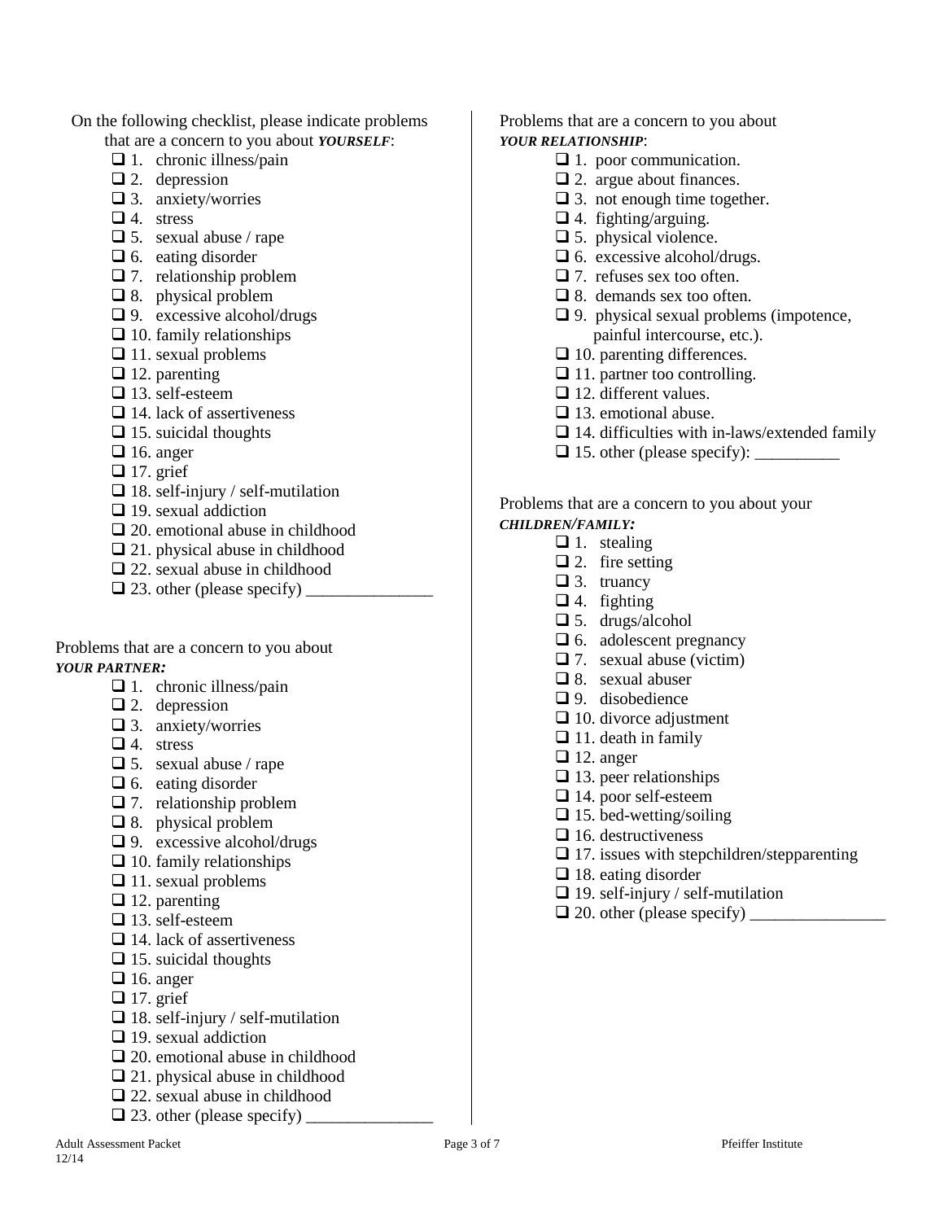On the following checklist, please indicate problems that are a concern to you about ***YOURSELF***:

- ❑ 1. chronic illness/pain
- ❑ 2. depression
- ❑ 3. anxiety/worries
- ❑ 4. stress
- ❑ 5. sexual abuse / rape
- ❑ 6. eating disorder
- ❑ 7. relationship problem
- ❑ 8. physical problem
- ❑ 9. excessive alcohol/drugs
- ❑ 10. family relationships
- ❑ 11. sexual problems
- ❑ 12. parenting
- ❑ 13. self-esteem
- ❑ 14. lack of assertiveness
- ❑ 15. suicidal thoughts
- ❑ 16. anger
- ❑ 17. grief
- ❑ 18. self-injury / self-mutilation
- ❑ 19. sexual addiction
- ❑ 20. emotional abuse in childhood
- ❑ 21. physical abuse in childhood
- ❑ 22. sexual abuse in childhood
- ❑ 23. other (please specify) _______________

Problems that are a concern to you about ***YOUR PARTNER:***

- ❑ 1. chronic illness/pain
- ❑ 2. depression
- ❑ 3. anxiety/worries
- ❑ 4. stress
- ❑ 5. sexual abuse / rape
- ❑ 6. eating disorder
- ❑ 7. relationship problem
- ❑ 8. physical problem
- ❑ 9. excessive alcohol/drugs
- ❑ 10. family relationships
- ❑ 11. sexual problems
- ❑ 12. parenting
- ❑ 13. self-esteem
- ❑ 14. lack of assertiveness
- ❑ 15. suicidal thoughts
- ❑ 16. anger
- ❑ 17. grief
- ❑ 18. self-injury / self-mutilation
- ❑ 19. sexual addiction
- ❑ 20. emotional abuse in childhood
- ❑ 21. physical abuse in childhood
- ❑ 22. sexual abuse in childhood
- ❑ 23. other (please specify) _______________

Problems that are a concern to you about ***YOUR RELATIONSHIP***:

- ❑ 1. poor communication.
- ❑ 2. argue about finances.
- ❑ 3. not enough time together.
- ❑ 4. fighting/arguing.
- ❑ 5. physical violence.
- ❑ 6. excessive alcohol/drugs.
- ❑ 7. refuses sex too often.
- ❑ 8. demands sex too often.
- ❑ 9. physical sexual problems (impotence, painful intercourse, etc.).
- ❑ 10. parenting differences.
- ❑ 11. partner too controlling.
- ❑ 12. different values.
- ❑ 13. emotional abuse.
- ❑ 14. difficulties with in-laws/extended family
- ❑ 15. other (please specify): __________

Problems that are a concern to you about your ***CHILDREN/FAMILY:***

- ❑ 1. stealing
- ❑ 2. fire setting
- ❑ 3. truancy
- ❑ 4. fighting
- ❑ 5. drugs/alcohol
- ❑ 6. adolescent pregnancy
- ❑ 7. sexual abuse (victim)
- ❑ 8. sexual abuser
- ❑ 9. disobedience
- ❑ 10. divorce adjustment
- ❑ 11. death in family
- ❑ 12. anger
- ❑ 13. peer relationships
- ❑ 14. poor self-esteem
- ❑ 15. bed-wetting/soiling
- ❑ 16. destructiveness
- ❑ 17. issues with stepchildren/stepparenting
- ❑ 18. eating disorder
- ❑ 19. self-injury / self-mutilation
- ❑ 20. other (please specify) ________________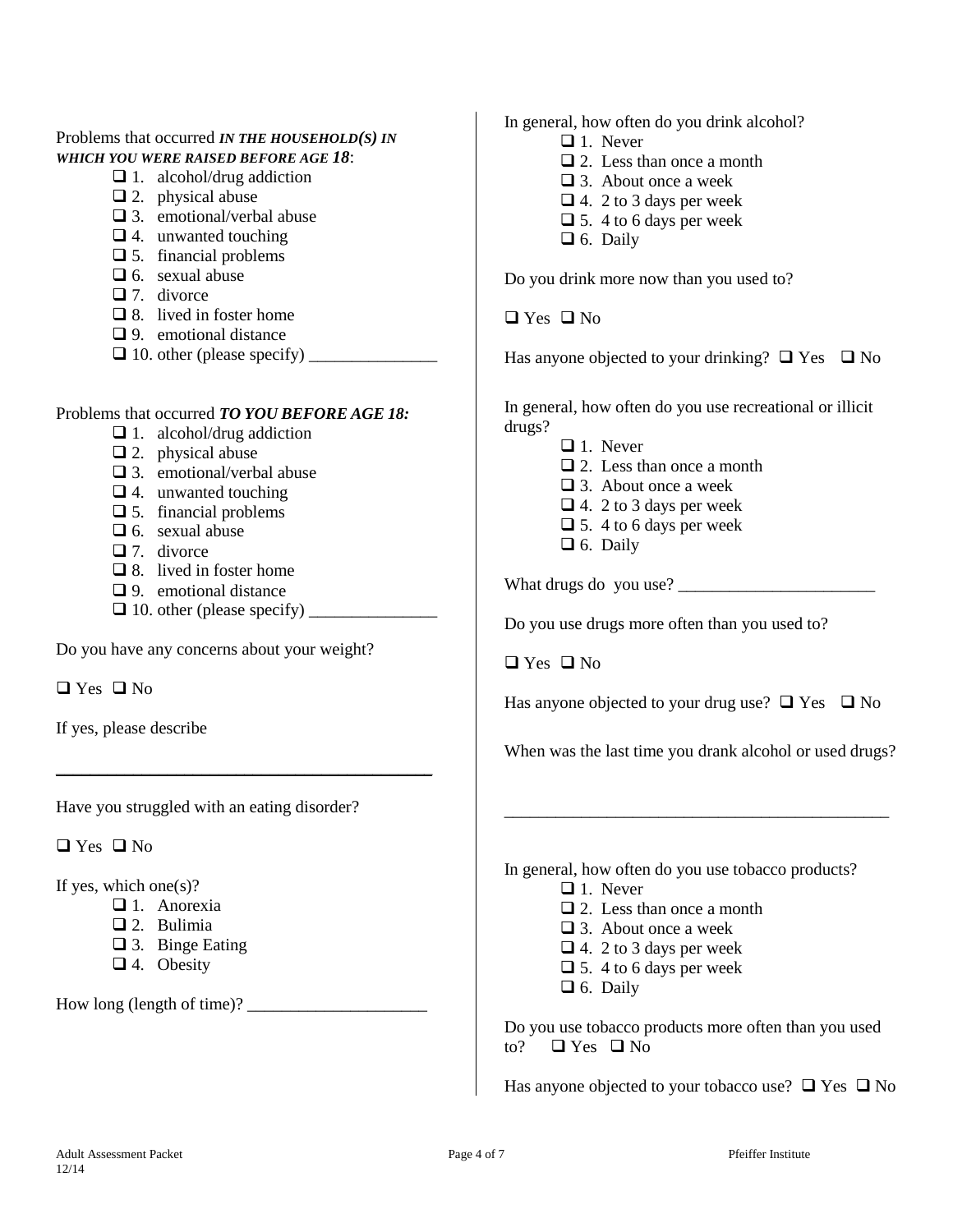Problems that occurred ***IN THE HOUSEHOLD(S) IN WHICH YOU WERE RAISED BEFORE AGE 18***:

- ❑ 1. alcohol/drug addiction
- ❑ 2. physical abuse
- ❑ 3. emotional/verbal abuse
- ❑ 4. unwanted touching
- ❑ 5. financial problems
- ❑ 6. sexual abuse
- ❑ 7. divorce
- ❑ 8. lived in foster home
- ❑ 9. emotional distance
- ❑ 10. other (please specify) _______________

Problems that occurred ***TO YOU BEFORE AGE 18:***

- ❑ 1. alcohol/drug addiction
- ❑ 2. physical abuse
- ❑ 3. emotional/verbal abuse
- ❑ 4. unwanted touching
- ❑ 5. financial problems
- ❑ 6. sexual abuse
- ❑ 7. divorce
- ❑ 8. lived in foster home
- ❑ 9. emotional distance
- ❑ 10. other (please specify) _______________

Do you have any concerns about your weight?

❑ Yes ❑ No

If yes, please describe

_____________________________________________

Have you struggled with an eating disorder?

❑ Yes ❑ No

If yes, which one(s)?

- ❑ 1. Anorexia
- ❑ 2. Bulimia
- ❑ 3. Binge Eating
- ❑ 4. Obesity

How long (length of time)? _____________________

In general, how often do you drink alcohol?

- ❑ 1. Never
- ❑ 2. Less than once a month
- ❑ 3. About once a week
- ❑ 4. 2 to 3 days per week
- ❑ 5. 4 to 6 days per week
- ❑ 6. Daily

Do you drink more now than you used to?

❑ Yes ❑ No

Has anyone objected to your drinking? ❑ Yes ❑ No

In general, how often do you use recreational or illicit drugs?

- ❑ 1. Never
- ❑ 2. Less than once a month
- ❑ 3. About once a week
- ❑ 4. 2 to 3 days per week
- ❑ 5. 4 to 6 days per week
- ❑ 6. Daily

What drugs do you use? _______________________

Do you use drugs more often than you used to?

❑ Yes ❑ No

Has anyone objected to your drug use? ❑ Yes ❑ No

When was the last time you drank alcohol or used drugs?

_______________________________________________

In general, how often do you use tobacco products?

- ❑ 1. Never
- ❑ 2. Less than once a month
- ❑ 3. About once a week
- ❑ 4. 2 to 3 days per week
- ❑ 5. 4 to 6 days per week
- ❑ 6. Daily

Do you use tobacco products more often than you used to? ❑ Yes ❑ No

Has anyone objected to your tobacco use? ❑ Yes ❑ No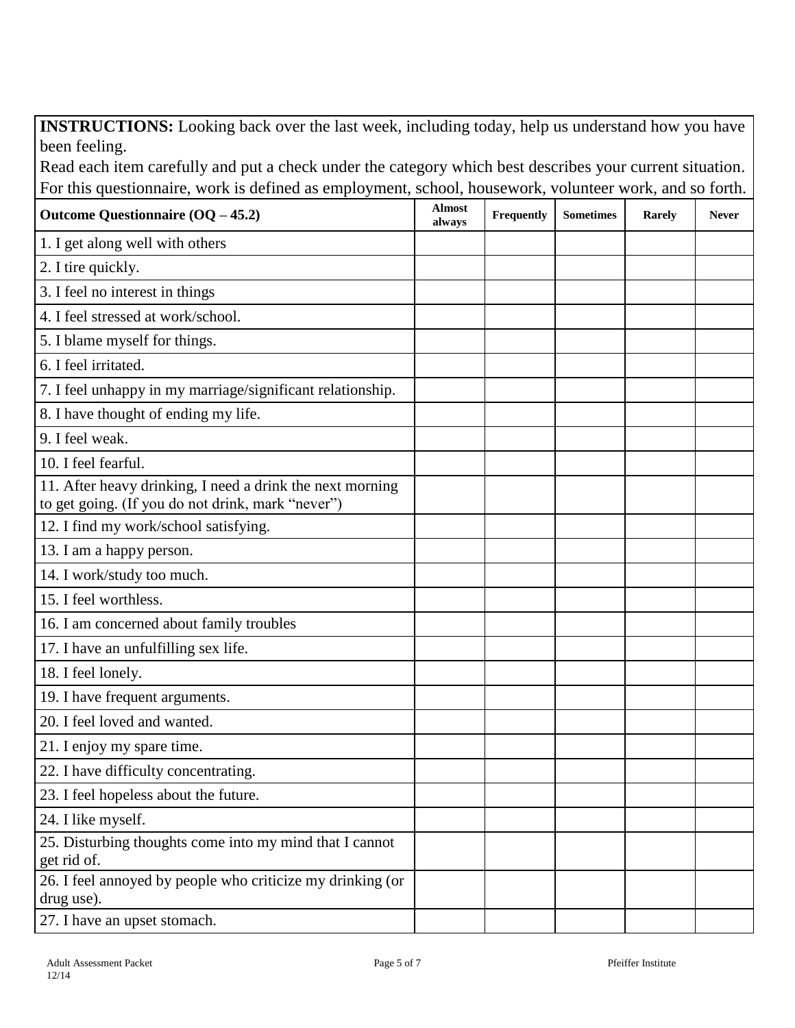**INSTRUCTIONS:** Looking back over the last week, including today, help us understand how you have been feeling.
Read each item carefully and put a check under the category which best describes your current situation.
For this questionnaire, work is defined as employment, school, housework, volunteer work, and so forth.

| **Outcome Questionnaire (OQ – 45.2)** | **Almost always** | **Frequently** | **Sometimes** | **Rarely** | **Never** |
|---|---|---|---|---|---|
| 1. I get along well with others | | | | | |
| 2. I tire quickly. | | | | | |
| 3. I feel no interest in things | | | | | |
| 4. I feel stressed at work/school. | | | | | |
| 5. I blame myself for things. | | | | | |
| 6. I feel irritated. | | | | | |
| 7. I feel unhappy in my marriage/significant relationship. | | | | | |
| 8. I have thought of ending my life. | | | | | |
| 9. I feel weak. | | | | | |
| 10. I feel fearful. | | | | | |
| 11. After heavy drinking, I need a drink the next morning to get going. (If you do not drink, mark "never") | | | | | |
| 12. I find my work/school satisfying. | | | | | |
| 13. I am a happy person. | | | | | |
| 14. I work/study too much. | | | | | |
| 15. I feel worthless. | | | | | |
| 16. I am concerned about family troubles | | | | | |
| 17. I have an unfulfilling sex life. | | | | | |
| 18. I feel lonely. | | | | | |
| 19. I have frequent arguments. | | | | | |
| 20. I feel loved and wanted. | | | | | |
| 21. I enjoy my spare time. | | | | | |
| 22. I have difficulty concentrating. | | | | | |
| 23. I feel hopeless about the future. | | | | | |
| 24. I like myself. | | | | | |
| 25. Disturbing thoughts come into my mind that I cannot get rid of. | | | | | |
| 26. I feel annoyed by people who criticize my drinking (or drug use). | | | | | |
| 27. I have an upset stomach. | | | | | |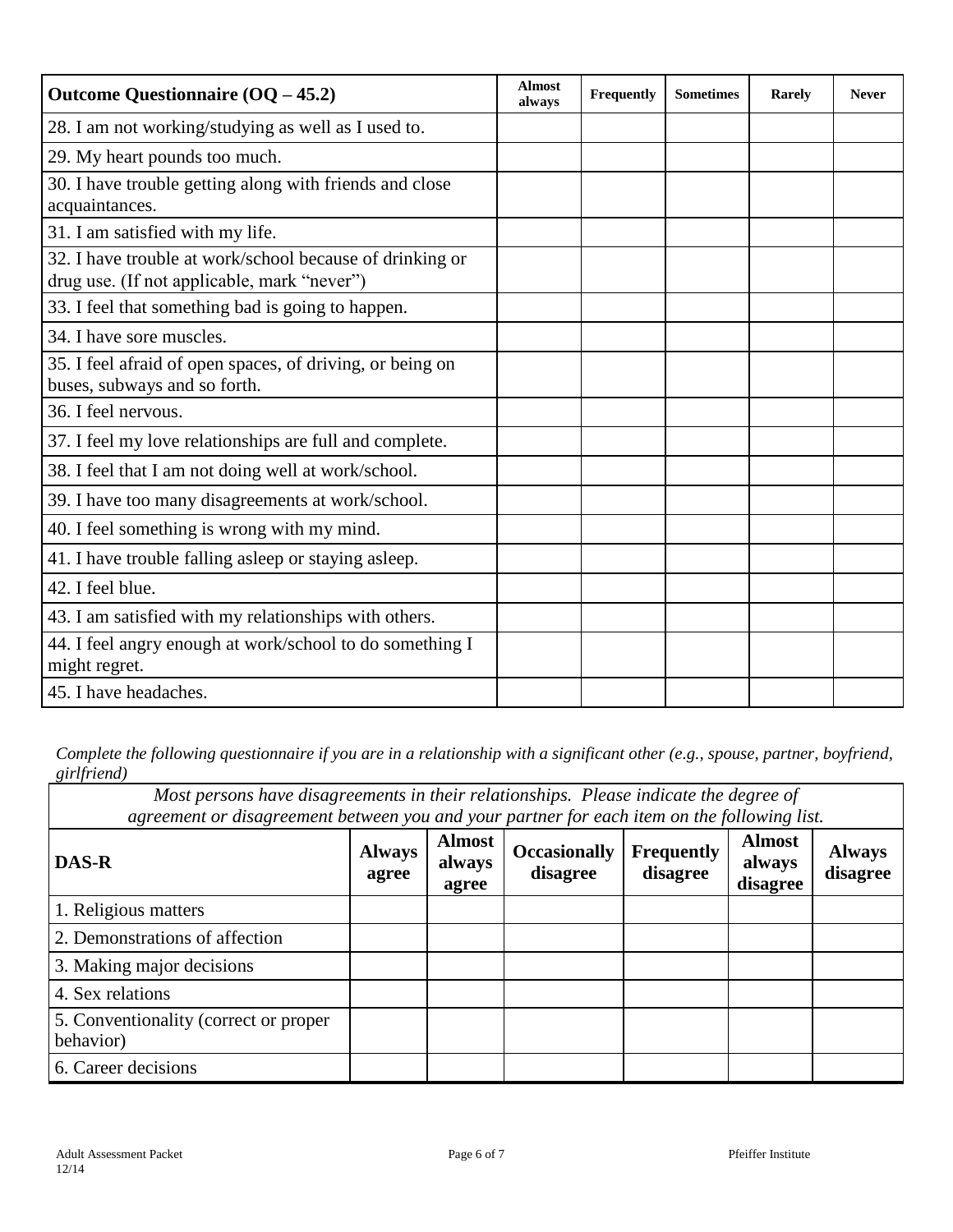| Outcome Questionnaire (OQ – 45.2) | Almost always | Frequently | Sometimes | Rarely | Never |
|---|---|---|---|---|---|
| 28. I am not working/studying as well as I used to. | | | | | |
| 29. My heart pounds too much. | | | | | |
| 30. I have trouble getting along with friends and close acquaintances. | | | | | |
| 31. I am satisfied with my life. | | | | | |
| 32. I have trouble at work/school because of drinking or drug use. (If not applicable, mark "never") | | | | | |
| 33. I feel that something bad is going to happen. | | | | | |
| 34. I have sore muscles. | | | | | |
| 35. I feel afraid of open spaces, of driving, or being on buses, subways and so forth. | | | | | |
| 36. I feel nervous. | | | | | |
| 37. I feel my love relationships are full and complete. | | | | | |
| 38. I feel that I am not doing well at work/school. | | | | | |
| 39. I have too many disagreements at work/school. | | | | | |
| 40. I feel something is wrong with my mind. | | | | | |
| 41. I have trouble falling asleep or staying asleep. | | | | | |
| 42. I feel blue. | | | | | |
| 43. I am satisfied with my relationships with others. | | | | | |
| 44. I feel angry enough at work/school to do something I might regret. | | | | | |
| 45. I have headaches. | | | | | |

*Complete the following questionnaire if you are in a relationship with a significant other (e.g., spouse, partner, boyfriend, girlfriend)*

*Most persons have disagreements in their relationships. Please indicate the degree of agreement or disagreement between you and your partner for each item on the following list.*

| DAS-R | Always agree | Almost always agree | Occasionally disagree | Frequently disagree | Almost always disagree | Always disagree |
|---|---|---|---|---|---|---|
| 1. Religious matters | | | | | | |
| 2. Demonstrations of affection | | | | | | |
| 3. Making major decisions | | | | | | |
| 4. Sex relations | | | | | | |
| 5. Conventionality (correct or proper behavior) | | | | | | |
| 6. Career decisions | | | | | | |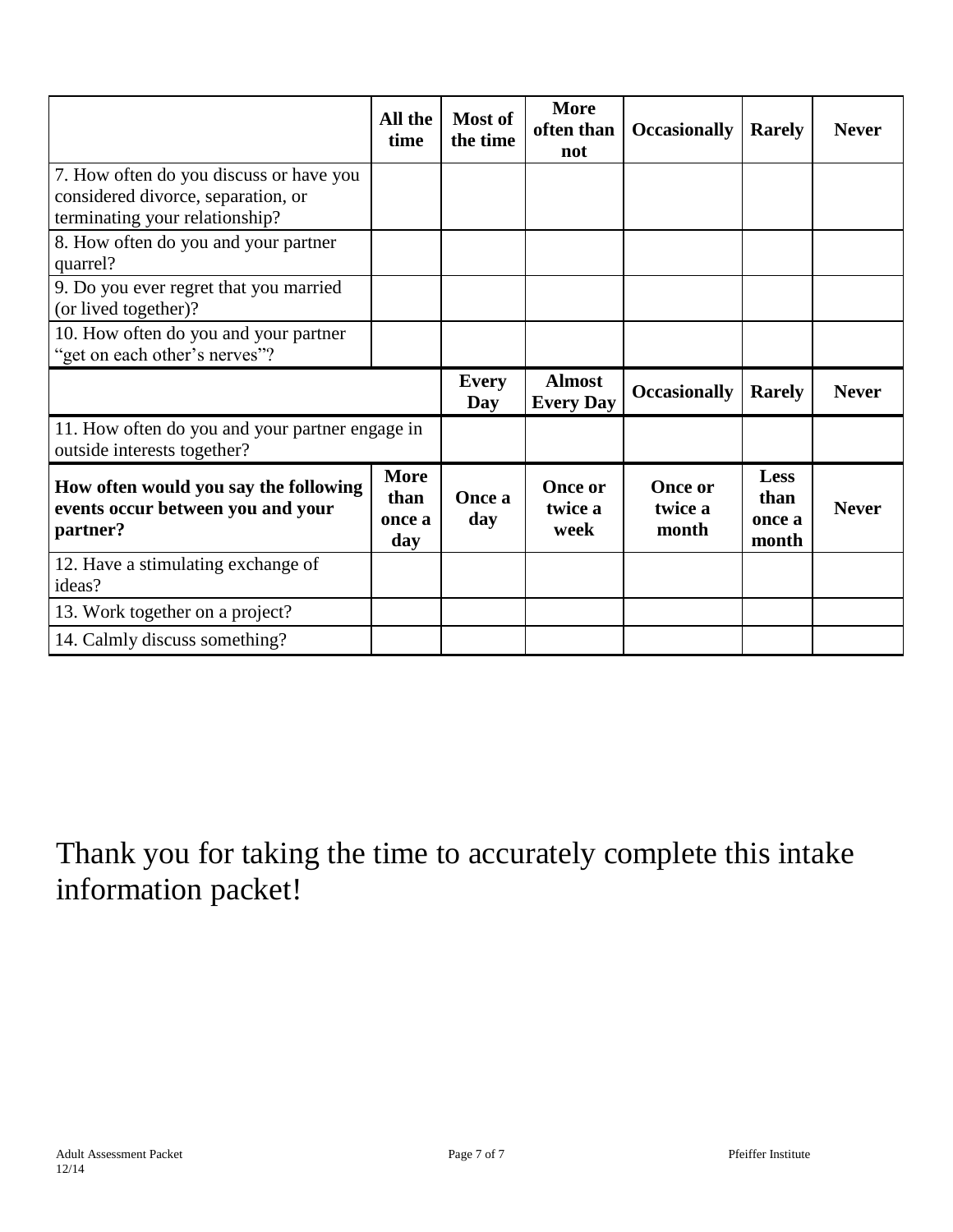| | All the time | Most of the time | More often than not | Occasionally | Rarely | Never |
|---|---|---|---|---|---|---|
| 7. How often do you discuss or have you considered divorce, separation, or terminating your relationship? | | | | | | |
| 8. How often do you and your partner quarrel? | | | | | | |
| 9. Do you ever regret that you married (or lived together)? | | | | | | |
| 10. How often do you and your partner "get on each other's nerves"? | | | | | | |
| | | **Every Day** | **Almost Every Day** | **Occasionally** | **Rarely** | **Never** |
| 11. How often do you and your partner engage in outside interests together? | | | | | | |
| **How often would you say the following events occur between you and your partner?** | **More than once a day** | **Once a day** | **Once or twice a week** | **Once or twice a month** | **Less than once a month** | **Never** |
| 12. Have a stimulating exchange of ideas? | | | | | | |
| 13. Work together on a project? | | | | | | |
| 14. Calmly discuss something? | | | | | | |

Thank you for taking the time to accurately complete this intake information packet!